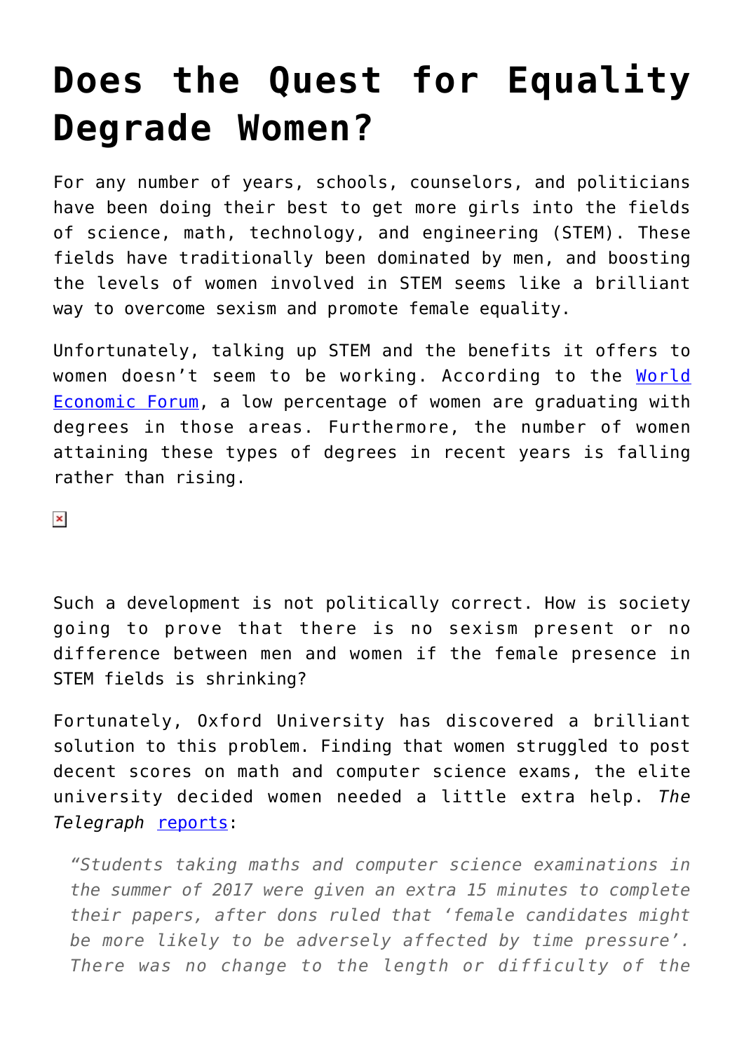# Does the Quest for Equality Degrade Women?

For any number of years, schools, counselors, and politicians have been doing their best to get more girls into the fields of science, math, technology, and engineering (STEM). These fields have traditionally been dominated by men, and boosting the levels of women involved in STEM seems like a brilliant way to overcome sexism and promote female equality.

Unfortunately, talking up STEM and the benefits it offers to women doesn't seem to be working. According to the World Economic Forum, a low percentage of women are graduating with degrees in those areas. Furthermore, the number of women attaining these types of degrees in recent years is falling rather than rising.

Such a development is not politically correct. How is society going to prove that there is no sexism present or no difference between men and women if the female presence in STEM fields is shrinking?

Fortunately, Oxford University has discovered a brilliant solution to this problem. Finding that women struggled to post decent scores on math and computer science exams, the elite university decided women needed a little extra help. *The Telegraph* reports:

> *"Students taking maths and computer science examinations in the summer of 2017 were given an extra 15 minutes to complete their papers, after dons ruled that 'female candidates might be more likely to be adversely affected by time pressure'. There was no change to the length or difficulty of the*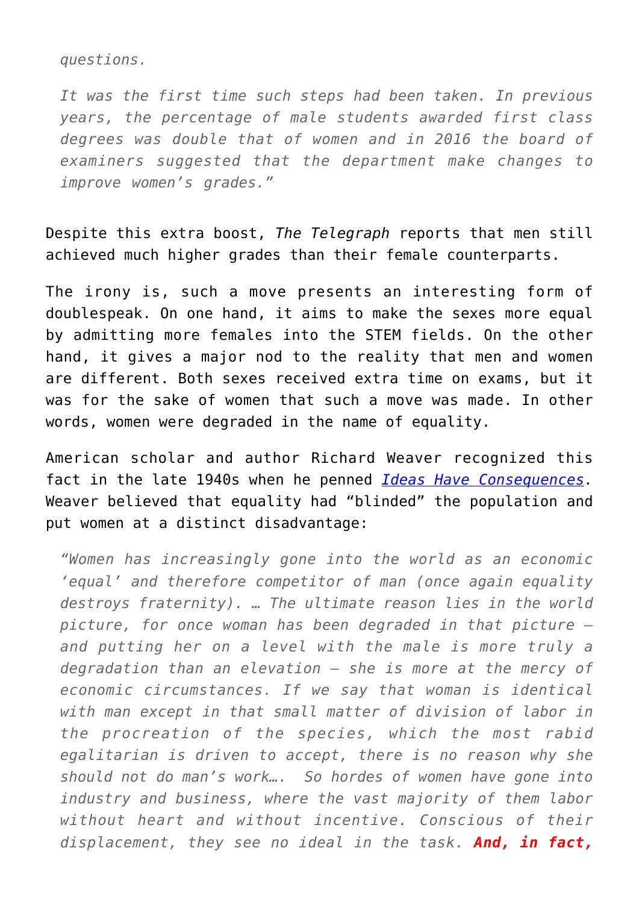> *questions.*
>
> *It was the first time such steps had been taken. In previous years, the percentage of male students awarded first class degrees was double that of women and in 2016 the board of examiners suggested that the department make changes to improve women's grades."*

Despite this extra boost, *The Telegraph* reports that men still achieved much higher grades than their female counterparts.

The irony is, such a move presents an interesting form of doublespeak. On one hand, it aims to make the sexes more equal by admitting more females into the STEM fields. On the other hand, it gives a major nod to the reality that men and women are different. Both sexes received extra time on exams, but it was for the sake of women that such a move was made. In other words, women were degraded in the name of equality.

American scholar and author Richard Weaver recognized this fact in the late 1940s when he penned *Ideas Have Consequences.* Weaver believed that equality had "blinded" the population and put women at a distinct disadvantage:

> *"Women has increasingly gone into the world as an economic 'equal' and therefore competitor of man (once again equality destroys fraternity). … The ultimate reason lies in the world picture, for once woman has been degraded in that picture – and putting her on a level with the male is more truly a degradation than an elevation – she is more at the mercy of economic circumstances. If we say that woman is identical with man except in that small matter of division of labor in the procreation of the species, which the most rabid egalitarian is driven to accept, there is no reason why she should not do man's work…. So hordes of women have gone into industry and business, where the vast majority of them labor without heart and without incentive. Conscious of their displacement, they see no ideal in the task.* ***And, in fact,***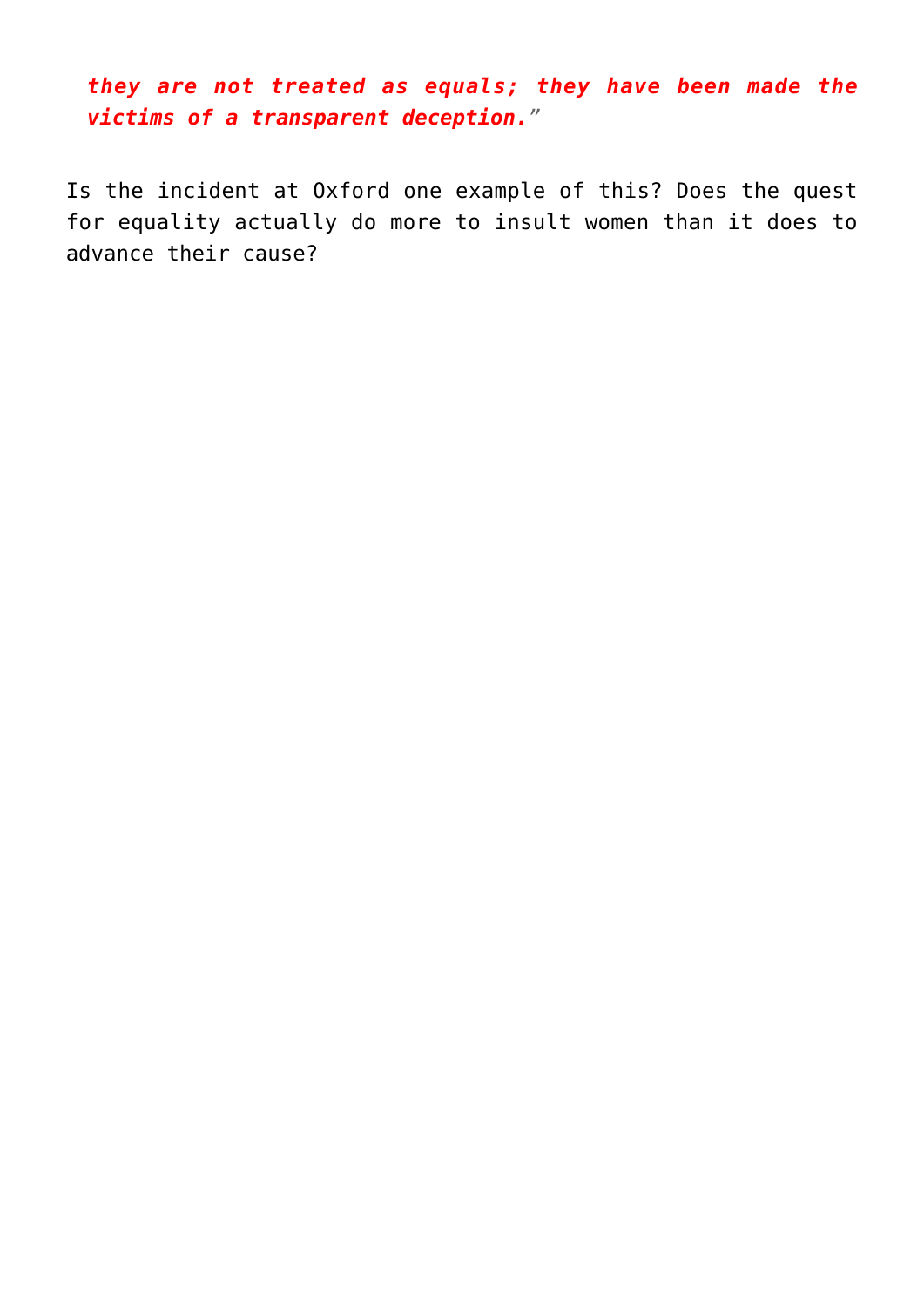> ***they are not treated as equals; they have been made the victims of a transparent deception.***"

Is the incident at Oxford one example of this? Does the quest for equality actually do more to insult women than it does to advance their cause?